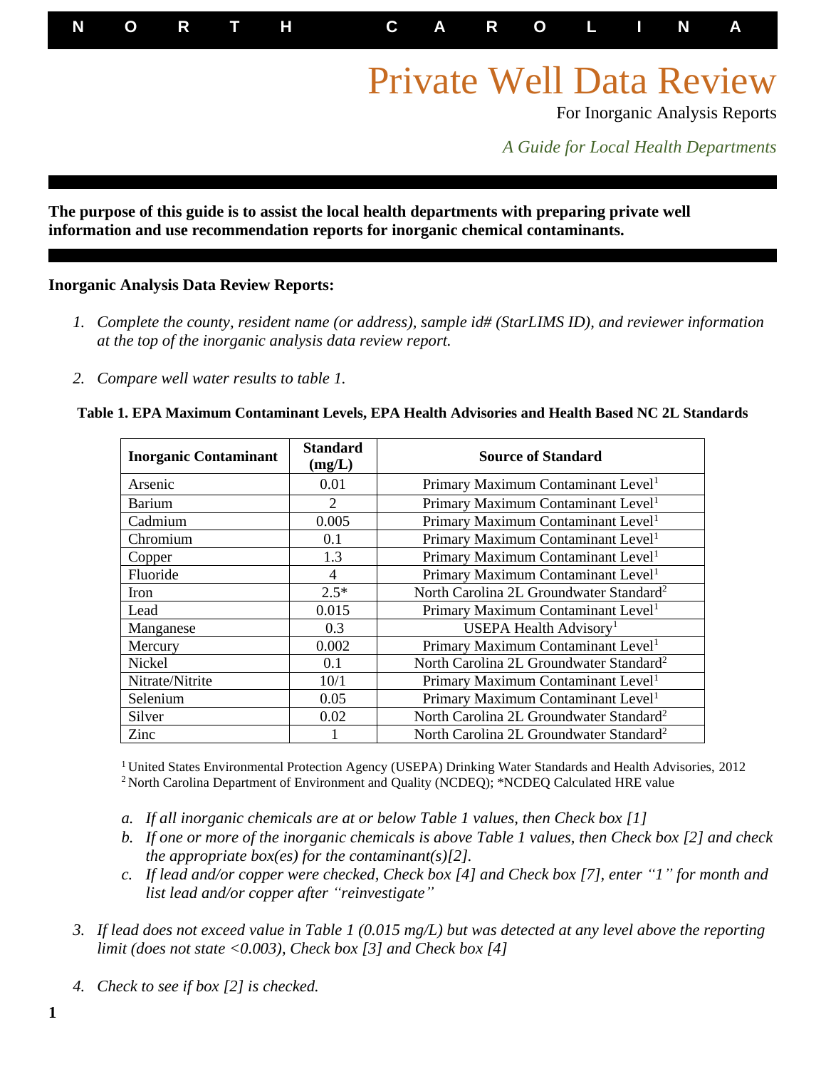N O R T H C A R O L I N A

# Private Well Data Review

For Inorganic Analysis Reports

*A Guide for Local Health Departments*

**The purpose of this guide is to assist the local health departments with preparing private well information and use recommendation reports for inorganic chemical contaminants.**

**Inorganic Analysis Data Review Reports:**

1. *Complete the county, resident name (or address), sample id# (StarLIMS ID), and reviewer information at the top of the inorganic analysis data review report.*

2. *Compare well water results to table 1.*

**Table 1. EPA Maximum Contaminant Levels, EPA Health Advisories and Health Based NC 2L Standards**

| Inorganic Contaminant | Standard (mg/L) | Source of Standard |
|---|---|---|
| Arsenic | 0.01 | Primary Maximum Contaminant Level[1] |
| Barium | 2 | Primary Maximum Contaminant Level[1] |
| Cadmium | 0.005 | Primary Maximum Contaminant Level[1] |
| Chromium | 0.1 | Primary Maximum Contaminant Level[1] |
| Copper | 1.3 | Primary Maximum Contaminant Level[1] |
| Fluoride | 4 | Primary Maximum Contaminant Level[1] |
| Iron | 2.5* | North Carolina 2L Groundwater Standard[2] |
| Lead | 0.015 | Primary Maximum Contaminant Level[1] |
| Manganese | 0.3 | USEPA Health Advisory[1] |
| Mercury | 0.002 | Primary Maximum Contaminant Level[1] |
| Nickel | 0.1 | North Carolina 2L Groundwater Standard[2] |
| Nitrate/Nitrite | 10/1 | Primary Maximum Contaminant Level[1] |
| Selenium | 0.05 | Primary Maximum Contaminant Level[1] |
| Silver | 0.02 | North Carolina 2L Groundwater Standard[2] |
| Zinc | 1 | North Carolina 2L Groundwater Standard[2] |

[1] United States Environmental Protection Agency (USEPA) Drinking Water Standards and Health Advisories, 2012
[2] North Carolina Department of Environment and Quality (NCDEQ); *NCDEQ Calculated HRE value

   a. *If all inorganic chemicals are at or below Table 1 values, then Check box [1]*
   b. *If one or more of the inorganic chemicals is above Table 1 values, then Check box [2] and check the appropriate box(es) for the contaminant(s)[2].*
   c. *If lead and/or copper were checked, Check box [4] and Check box [7], enter "1" for month and list lead and/or copper after "reinvestigate"*

3. *If lead does not exceed value in Table 1 (0.015 mg/L) but was detected at any level above the reporting limit (does not state <0.003), Check box [3] and Check box [4]*

4. *Check to see if box [2] is checked.*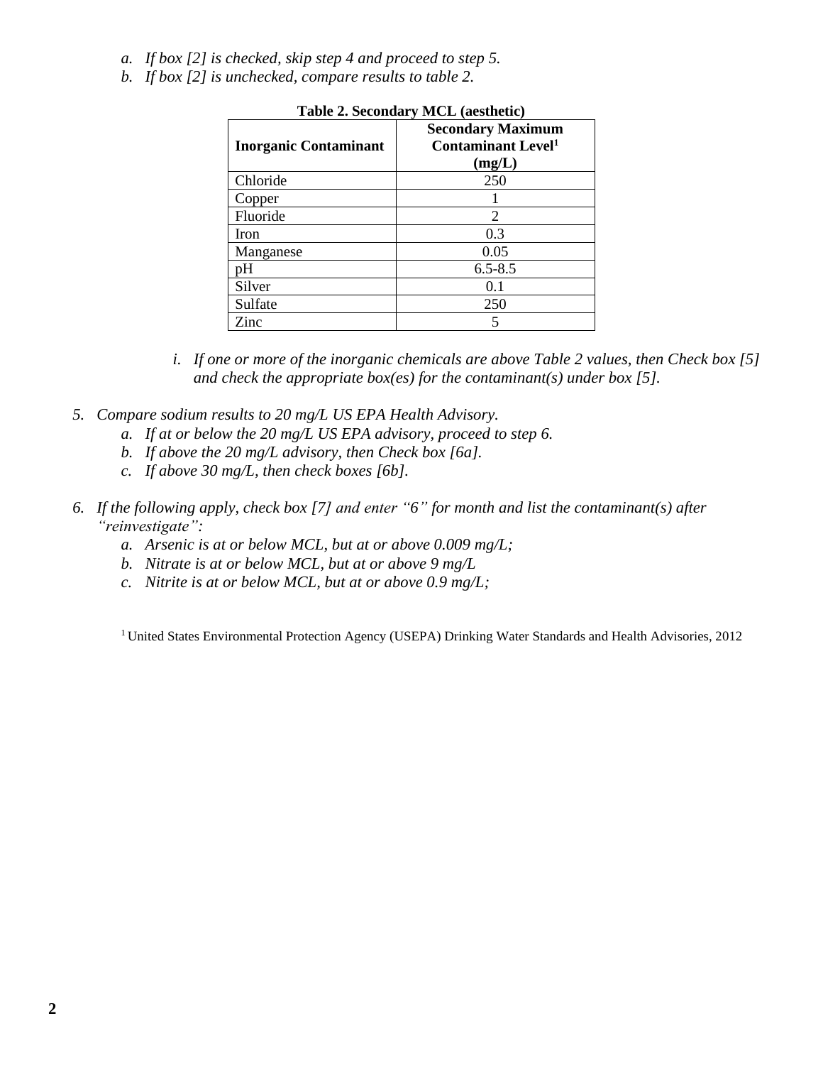*a. If box [2] is checked, skip step 4 and proceed to step 5.*
*b. If box [2] is unchecked, compare results to table 2.*

**Table 2. Secondary MCL (aesthetic)**

| Inorganic Contaminant | Secondary Maximum Contaminant Level[1] (mg/L) |
|---|---|
| Chloride | 250 |
| Copper | 1 |
| Fluoride | 2 |
| Iron | 0.3 |
| Manganese | 0.05 |
| pH | 6.5-8.5 |
| Silver | 0.1 |
| Sulfate | 250 |
| Zinc | 5 |

*i. If one or more of the inorganic chemicals are above Table 2 values, then Check box [5] and check the appropriate box(es) for the contaminant(s) under box [5].*

5. *Compare sodium results to 20 mg/L US EPA Health Advisory.*
   *a. If at or below the 20 mg/L US EPA advisory, proceed to step 6.*
   *b. If above the 20 mg/L advisory, then Check box [6a].*
   *c. If above 30 mg/L, then check boxes [6b].*

6. *If the following apply, check box [7] and enter "6" for month and list the contaminant(s) after "reinvestigate":*
   *a. Arsenic is at or below MCL, but at or above 0.009 mg/L;*
   *b. Nitrate is at or below MCL, but at or above 9 mg/L*
   *c. Nitrite is at or below MCL, but at or above 0.9 mg/L;*

[1] United States Environmental Protection Agency (USEPA) Drinking Water Standards and Health Advisories, 2012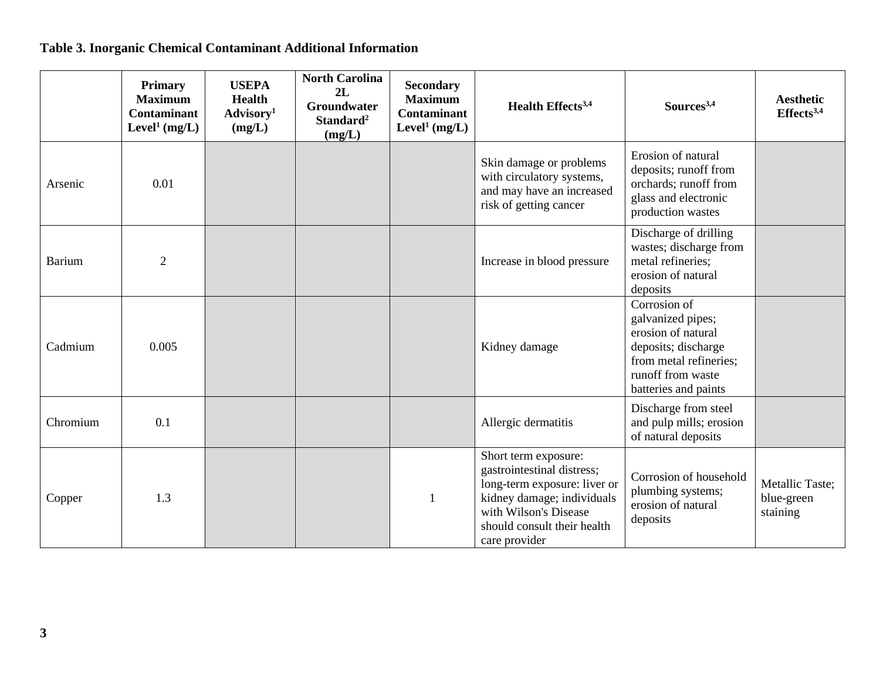**Table 3. Inorganic Chemical Contaminant Additional Information**

| | Primary Maximum Contaminant Level[1] (mg/L) | USEPA Health Advisory[1] (mg/L) | North Carolina 2L Groundwater Standard[2] (mg/L) | Secondary Maximum Contaminant Level[1] (mg/L) | Health Effects[3,4] | Sources[3,4] | Aesthetic Effects[3,4] |
|---|---|---|---|---|---|---|---|
| Arsenic | 0.01 | | | | Skin damage or problems with circulatory systems, and may have an increased risk of getting cancer | Erosion of natural deposits; runoff from orchards; runoff from glass and electronic production wastes | |
| Barium | 2 | | | | Increase in blood pressure | Discharge of drilling wastes; discharge from metal refineries; erosion of natural deposits | |
| Cadmium | 0.005 | | | | Kidney damage | Corrosion of galvanized pipes; erosion of natural deposits; discharge from metal refineries; runoff from waste batteries and paints | |
| Chromium | 0.1 | | | | Allergic dermatitis | Discharge from steel and pulp mills; erosion of natural deposits | |
| Copper | 1.3 | | | 1 | Short term exposure: gastrointestinal distress; long-term exposure: liver or kidney damage; individuals with Wilson's Disease should consult their health care provider | Corrosion of household plumbing systems; erosion of natural deposits | Metallic Taste; blue-green staining |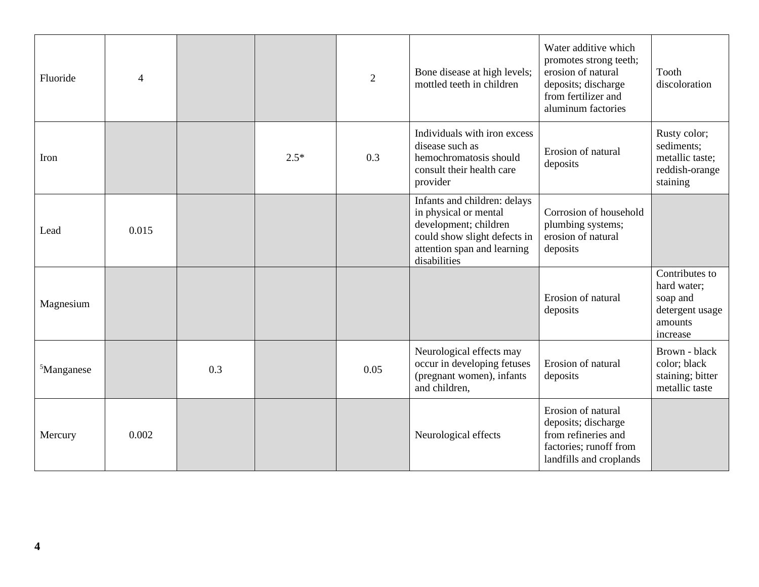| | | | | | | | |
|---|---|---|---|---|---|---|---|
| Fluoride | 4 | | | 2 | Bone disease at high levels; mottled teeth in children | Water additive which promotes strong teeth; erosion of natural deposits; discharge from fertilizer and aluminum factories | Tooth discoloration |
| Iron | | | 2.5* | 0.3 | Individuals with iron excess disease such as hemochromatosis should consult their health care provider | Erosion of natural deposits | Rusty color; sediments; metallic taste; reddish-orange staining |
| Lead | 0.015 | | | | Infants and children: delays in physical or mental development; children could show slight defects in attention span and learning disabilities | Corrosion of household plumbing systems; erosion of natural deposits | |
| Magnesium | | | | | | Erosion of natural deposits | Contributes to hard water; soap and detergent usage amounts increase |
| [5]Manganese | | 0.3 | | 0.05 | Neurological effects may occur in developing fetuses (pregnant women), infants and children, | Erosion of natural deposits | Brown - black color; black staining; bitter metallic taste |
| Mercury | 0.002 | | | | Neurological effects | Erosion of natural deposits; discharge from refineries and factories; runoff from landfills and croplands | |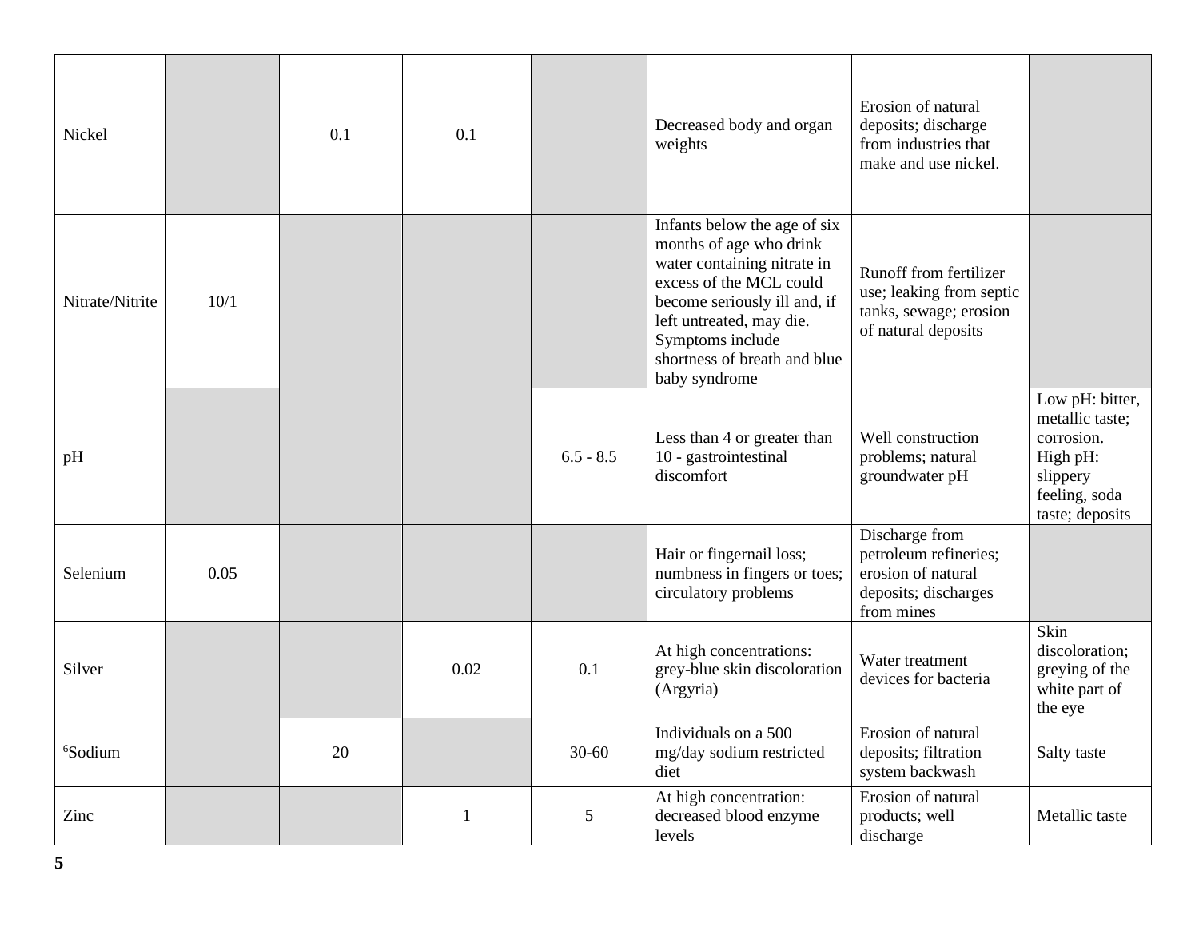| | | | | | | | |
|---|---|---|---|---|---|---|---|
| Nickel | | 0.1 | 0.1 | | Decreased body and organ weights | Erosion of natural deposits; discharge from industries that make and use nickel. | |
| Nitrate/Nitrite | 10/1 | | | | Infants below the age of six months of age who drink water containing nitrate in excess of the MCL could become seriously ill and, if left untreated, may die. Symptoms include shortness of breath and blue baby syndrome | Runoff from fertilizer use; leaking from septic tanks, sewage; erosion of natural deposits | |
| pH | | | | 6.5 - 8.5 | Less than 4 or greater than 10 - gastrointestinal discomfort | Well construction problems; natural groundwater pH | Low pH: bitter, metallic taste; corrosion. High pH: slippery feeling, soda taste; deposits |
| Selenium | 0.05 | | | | Hair or fingernail loss; numbness in fingers or toes; circulatory problems | Discharge from petroleum refineries; erosion of natural deposits; discharges from mines | |
| Silver | | | 0.02 | 0.1 | At high concentrations: grey-blue skin discoloration (Argyria) | Water treatment devices for bacteria | Skin discoloration; greying of the white part of the eye |
| [6]Sodium | | 20 | | 30-60 | Individuals on a 500 mg/day sodium restricted diet | Erosion of natural deposits; filtration system backwash | Salty taste |
| Zinc | | | 1 | 5 | At high concentration: decreased blood enzyme levels | Erosion of natural products; well discharge | Metallic taste |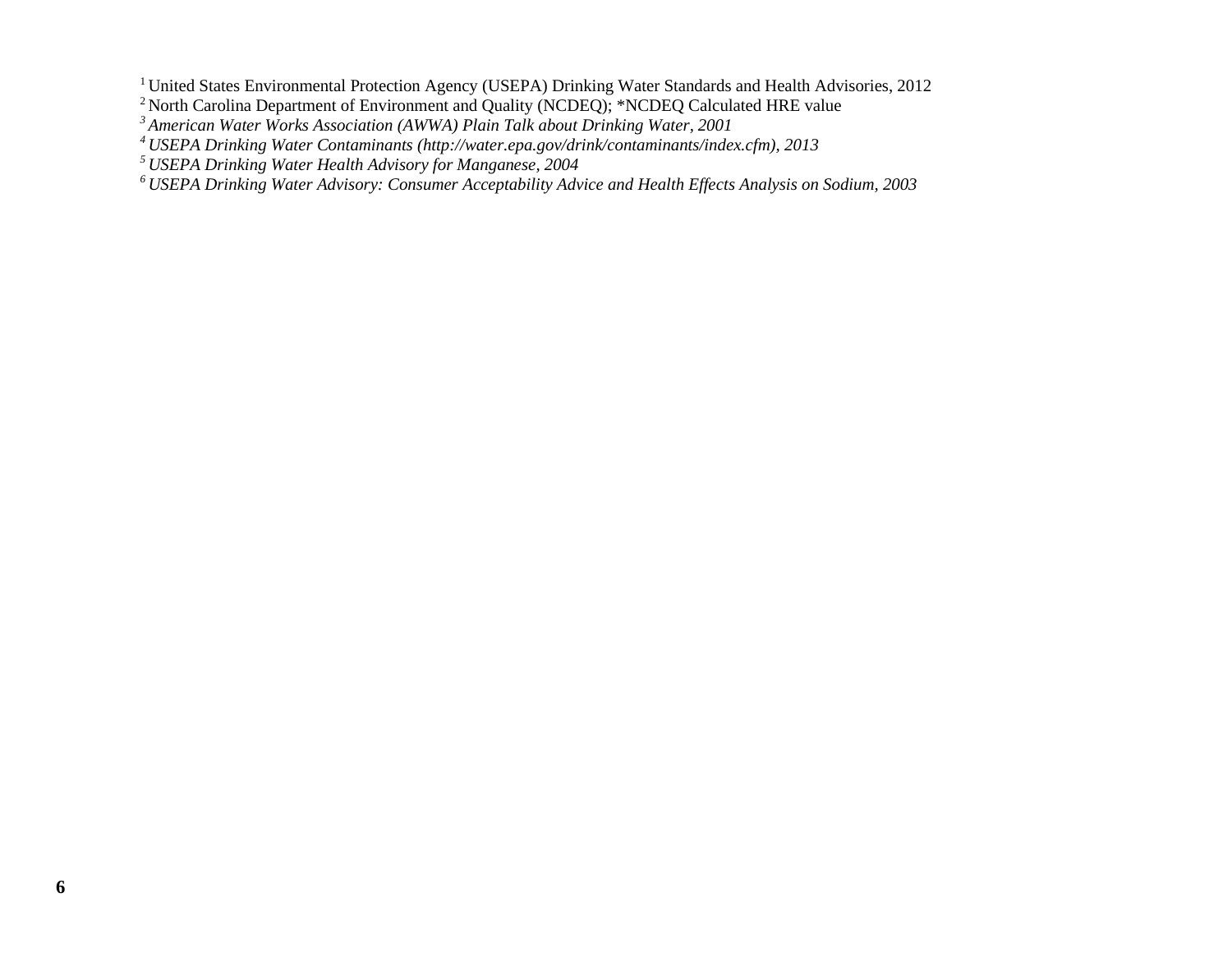[1] United States Environmental Protection Agency (USEPA) Drinking Water Standards and Health Advisories, 2012

[2] North Carolina Department of Environment and Quality (NCDEQ); *NCDEQ Calculated HRE value

[3] *American Water Works Association (AWWA) Plain Talk about Drinking Water, 2001*

[4] *USEPA Drinking Water Contaminants (http://water.epa.gov/drink/contaminants/index.cfm), 2013*

[5] *USEPA Drinking Water Health Advisory for Manganese, 2004*

[6] *USEPA Drinking Water Advisory: Consumer Acceptability Advice and Health Effects Analysis on Sodium, 2003*